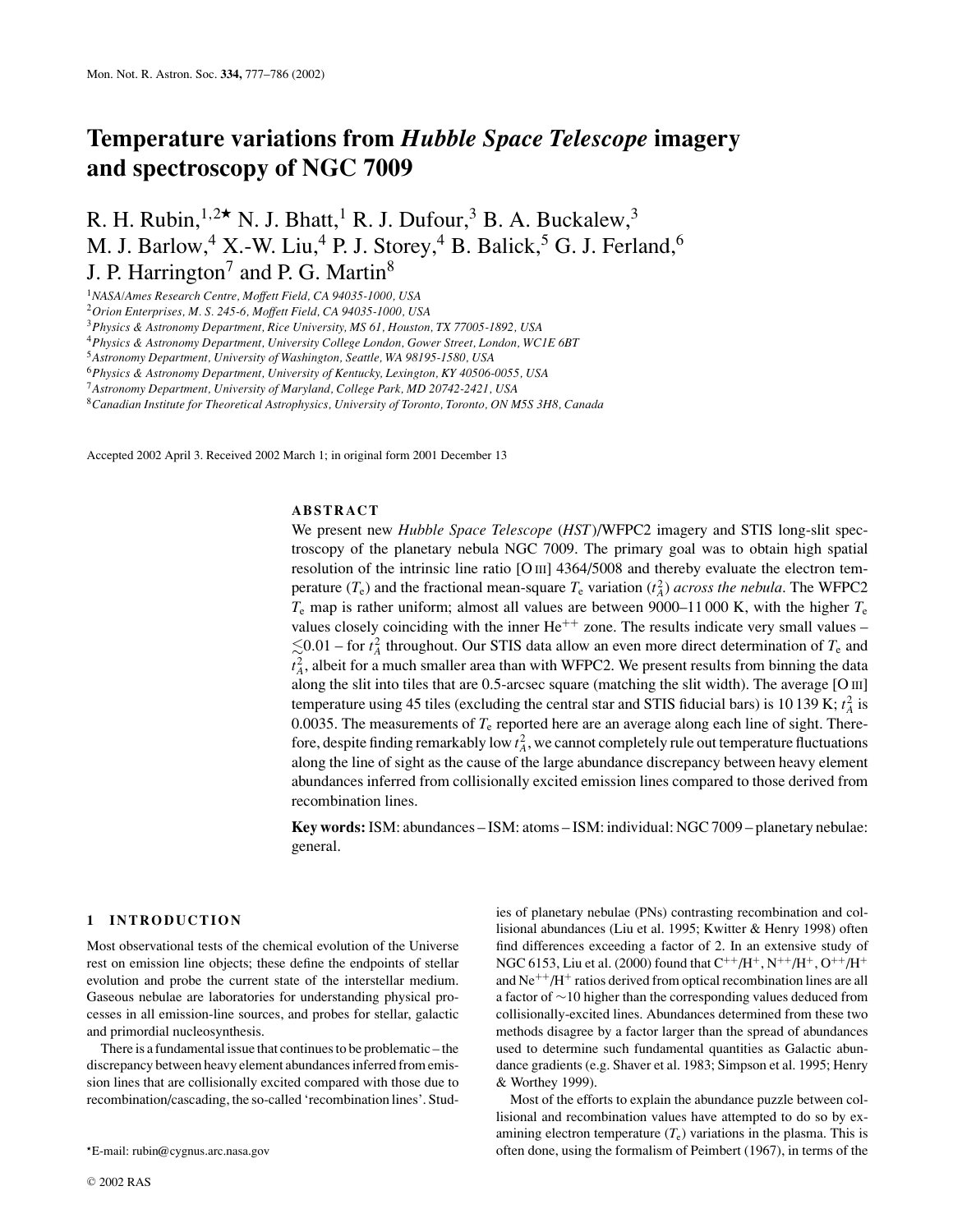# Temperature variations from *Hubble Space Telescope* imagery and spectroscopy of NGC 7009

R. H. Rubin,[1,2★] N. J. Bhatt,[1] R. J. Dufour,[3] B. A. Buckalew,[3] M. J. Barlow,[4] X.-W. Liu,[4] P. J. Storey,[4] B. Balick,[5] G. J. Ferland,[6] J. P. Harrington[7] and P. G. Martin[8]

[1] *NASA/Ames Research Centre, Moffett Field, CA 94035-1000, USA*
[2] *Orion Enterprises, M. S. 245-6, Moffett Field, CA 94035-1000, USA*
[3] *Physics & Astronomy Department, Rice University, MS 61, Houston, TX 77005-1892, USA*
[4] *Physics & Astronomy Department, University College London, Gower Street, London, WC1E 6BT*
[5] *Astronomy Department, University of Washington, Seattle, WA 98195-1580, USA*
[6] *Physics & Astronomy Department, University of Kentucky, Lexington, KY 40506-0055, USA*
[7] *Astronomy Department, University of Maryland, College Park, MD 20742-2421, USA*
[8] *Canadian Institute for Theoretical Astrophysics, University of Toronto, Toronto, ON M5S 3H8, Canada*

Accepted 2002 April 3. Received 2002 March 1; in original form 2001 December 13

## ABSTRACT

We present new *Hubble Space Telescope* (*HST*)/WFPC2 imagery and STIS long-slit spectroscopy of the planetary nebula NGC 7009. The primary goal was to obtain high spatial resolution of the intrinsic line ratio [O III] 4364/5008 and thereby evaluate the electron temperature ($T_e$) and the fractional mean-square $T_e$ variation ($t_A^2$) *across the nebula*. The WFPC2 $T_e$ map is rather uniform; almost all values are between 9000–11 000 K, with the higher $T_e$ values closely coinciding with the inner $He^{++}$ zone. The results indicate very small values – $\lesssim$0.01 – for $t_A^2$ throughout. Our STIS data allow an even more direct determination of $T_e$ and $t_A^2$, albeit for a much smaller area than with WFPC2. We present results from binning the data along the slit into tiles that are 0.5-arcsec square (matching the slit width). The average [O III] temperature using 45 tiles (excluding the central star and STIS fiducial bars) is 10 139 K; $t_A^2$ is 0.0035. The measurements of $T_e$ reported here are an average along each line of sight. Therefore, despite finding remarkably low $t_A^2$, we cannot completely rule out temperature fluctuations along the line of sight as the cause of the large abundance discrepancy between heavy element abundances inferred from collisionally excited emission lines compared to those derived from recombination lines.

**Key words:** ISM: abundances – ISM: atoms – ISM: individual: NGC 7009 – planetary nebulae: general.

## 1 INTRODUCTION

Most observational tests of the chemical evolution of the Universe rest on emission line objects; these define the endpoints of stellar evolution and probe the current state of the interstellar medium. Gaseous nebulae are laboratories for understanding physical processes in all emission-line sources, and probes for stellar, galactic and primordial nucleosynthesis.

There is a fundamental issue that continues to be problematic – the discrepancy between heavy element abundances inferred from emission lines that are collisionally excited compared with those due to recombination/cascading, the so-called 'recombination lines'. Studies of planetary nebulae (PNs) contrasting recombination and collisional abundances (Liu et al. 1995; Kwitter & Henry 1998) often find differences exceeding a factor of 2. In an extensive study of NGC 6153, Liu et al. (2000) found that $C^{++}/H^+$, $N^{++}/H^+$, $O^{++}/H^+$ and $Ne^{++}/H^+$ ratios derived from optical recombination lines are all a factor of ~10 higher than the corresponding values deduced from collisionally-excited lines. Abundances determined from these two methods disagree by a factor larger than the spread of abundances used to determine such fundamental quantities as Galactic abundance gradients (e.g. Shaver et al. 1983; Simpson et al. 1995; Henry & Worthey 1999).

Most of the efforts to explain the abundance puzzle between collisional and recombination values have attempted to do so by examining electron temperature ($T_e$) variations in the plasma. This is often done, using the formalism of Peimbert (1967), in terms of the

★E-mail: rubin@cygnus.arc.nasa.gov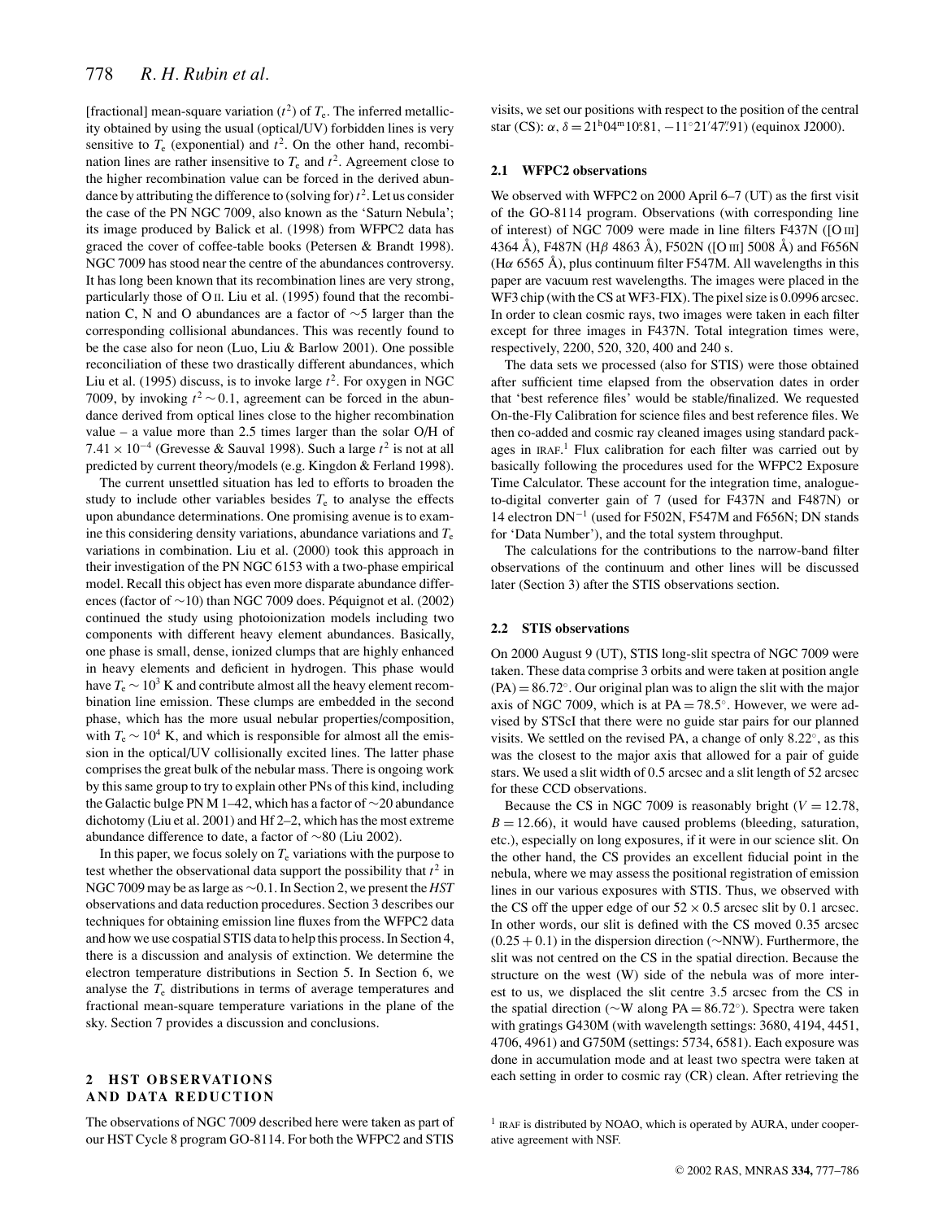[fractional] mean-square variation ($t^2$) of $T_e$. The inferred metallicity obtained by using the usual (optical/UV) forbidden lines is very sensitive to $T_e$ (exponential) and $t^2$. On the other hand, recombination lines are rather insensitive to $T_e$ and $t^2$. Agreement close to the higher recombination value can be forced in the derived abundance by attributing the difference to (solving for) $t^2$. Let us consider the case of the PN NGC 7009, also known as the 'Saturn Nebula'; its image produced by Balick et al. (1998) from WFPC2 data has graced the cover of coffee-table books (Petersen & Brandt 1998). NGC 7009 has stood near the centre of the abundances controversy. It has long been known that its recombination lines are very strong, particularly those of O II. Liu et al. (1995) found that the recombination C, N and O abundances are a factor of ∼5 larger than the corresponding collisional abundances. This was recently found to be the case also for neon (Luo, Liu & Barlow 2001). One possible reconciliation of these two drastically different abundances, which Liu et al. (1995) discuss, is to invoke large $t^2$. For oxygen in NGC 7009, by invoking $t^2 \sim 0.1$, agreement can be forced in the abundance derived from optical lines close to the higher recombination value – a value more than 2.5 times larger than the solar O/H of $7.41 \times 10^{-4}$ (Grevesse & Sauval 1998). Such a large $t^2$ is not at all predicted by current theory/models (e.g. Kingdon & Ferland 1998).

The current unsettled situation has led to efforts to broaden the study to include other variables besides $T_e$ to analyse the effects upon abundance determinations. One promising avenue is to examine this considering density variations, abundance variations and $T_e$ variations in combination. Liu et al. (2000) took this approach in their investigation of the PN NGC 6153 with a two-phase empirical model. Recall this object has even more disparate abundance differences (factor of ∼10) than NGC 7009 does. Péquignot et al. (2002) continued the study using photoionization models including two components with different heavy element abundances. Basically, one phase is small, dense, ionized clumps that are highly enhanced in heavy elements and deficient in hydrogen. This phase would have $T_e \sim 10^3$ K and contribute almost all the heavy element recombination line emission. These clumps are embedded in the second phase, which has the more usual nebular properties/composition, with $T_e \sim 10^4$ K, and which is responsible for almost all the emission in the optical/UV collisionally excited lines. The latter phase comprises the great bulk of the nebular mass. There is ongoing work by this same group to try to explain other PNs of this kind, including the Galactic bulge PN M 1–42, which has a factor of ∼20 abundance dichotomy (Liu et al. 2001) and Hf 2–2, which has the most extreme abundance difference to date, a factor of ∼80 (Liu 2002).

In this paper, we focus solely on $T_e$ variations with the purpose to test whether the observational data support the possibility that $t^2$ in NGC 7009 may be as large as ∼0.1. In Section 2, we present the *HST* observations and data reduction procedures. Section 3 describes our techniques for obtaining emission line fluxes from the WFPC2 data and how we use cospatial STIS data to help this process. In Section 4, there is a discussion and analysis of extinction. We determine the electron temperature distributions in Section 5. In Section 6, we analyse the $T_e$ distributions in terms of average temperatures and fractional mean-square temperature variations in the plane of the sky. Section 7 provides a discussion and conclusions.

## 2 HST OBSERVATIONS AND DATA REDUCTION

The observations of NGC 7009 described here were taken as part of our HST Cycle 8 program GO-8114. For both the WFPC2 and STIS visits, we set our positions with respect to the position of the central star (CS): $\alpha, \delta = 21^h04^m10^s.81, -11°21'47''.91$ (equinox J2000).

### 2.1 WFPC2 observations

We observed with WFPC2 on 2000 April 6–7 (UT) as the first visit of the GO-8114 program. Observations (with corresponding line of interest) of NGC 7009 were made in line filters F437N ([O III] 4364 Å), F487N (H$\beta$ 4863 Å), F502N ([O III] 5008 Å) and F656N (H$\alpha$ 6565 Å), plus continuum filter F547M. All wavelengths in this paper are vacuum rest wavelengths. The images were placed in the WF3 chip (with the CS at WF3-FIX). The pixel size is 0.0996 arcsec. In order to clean cosmic rays, two images were taken in each filter except for three images in F437N. Total integration times were, respectively, 2200, 520, 320, 400 and 240 s.

The data sets we processed (also for STIS) were those obtained after sufficient time elapsed from the observation dates in order that 'best reference files' would be stable/finalized. We requested On-the-Fly Calibration for science files and best reference files. We then co-added and cosmic ray cleaned images using standard packages in IRAF.[1] Flux calibration for each filter was carried out by basically following the procedures used for the WFPC2 Exposure Time Calculator. These account for the integration time, analogue-to-digital converter gain of 7 (used for F437N and F487N) or 14 electron DN$^{-1}$ (used for F502N, F547M and F656N; DN stands for 'Data Number'), and the total system throughput.

The calculations for the contributions to the narrow-band filter observations of the continuum and other lines will be discussed later (Section 3) after the STIS observations section.

### 2.2 STIS observations

On 2000 August 9 (UT), STIS long-slit spectra of NGC 7009 were taken. These data comprise 3 orbits and were taken at position angle (PA) = 86.72°. Our original plan was to align the slit with the major axis of NGC 7009, which is at PA = 78.5°. However, we were advised by STScI that there were no guide star pairs for our planned visits. We settled on the revised PA, a change of only 8.22°, as this was the closest to the major axis that allowed for a pair of guide stars. We used a slit width of 0.5 arcsec and a slit length of 52 arcsec for these CCD observations.

Because the CS in NGC 7009 is reasonably bright ($V = 12.78$, $B = 12.66$), it would have caused problems (bleeding, saturation, etc.), especially on long exposures, if it were in our science slit. On the other hand, the CS provides an excellent fiducial point in the nebula, where we may assess the positional registration of emission lines in our various exposures with STIS. Thus, we observed with the CS off the upper edge of our 52 × 0.5 arcsec slit by 0.1 arcsec. In other words, our slit is defined with the CS moved 0.35 arcsec (0.25 + 0.1) in the dispersion direction (∼NNW). Furthermore, the slit was not centred on the CS in the spatial direction. Because the structure on the west (W) side of the nebula was of more interest to us, we displaced the slit centre 3.5 arcsec from the CS in the spatial direction (∼W along PA = 86.72°). Spectra were taken with gratings G430M (with wavelength settings: 3680, 4194, 4451, 4706, 4961) and G750M (settings: 5734, 6581). Each exposure was done in accumulation mode and at least two spectra were taken at each setting in order to cosmic ray (CR) clean. After retrieving the

[1] IRAF is distributed by NOAO, which is operated by AURA, under cooperative agreement with NSF.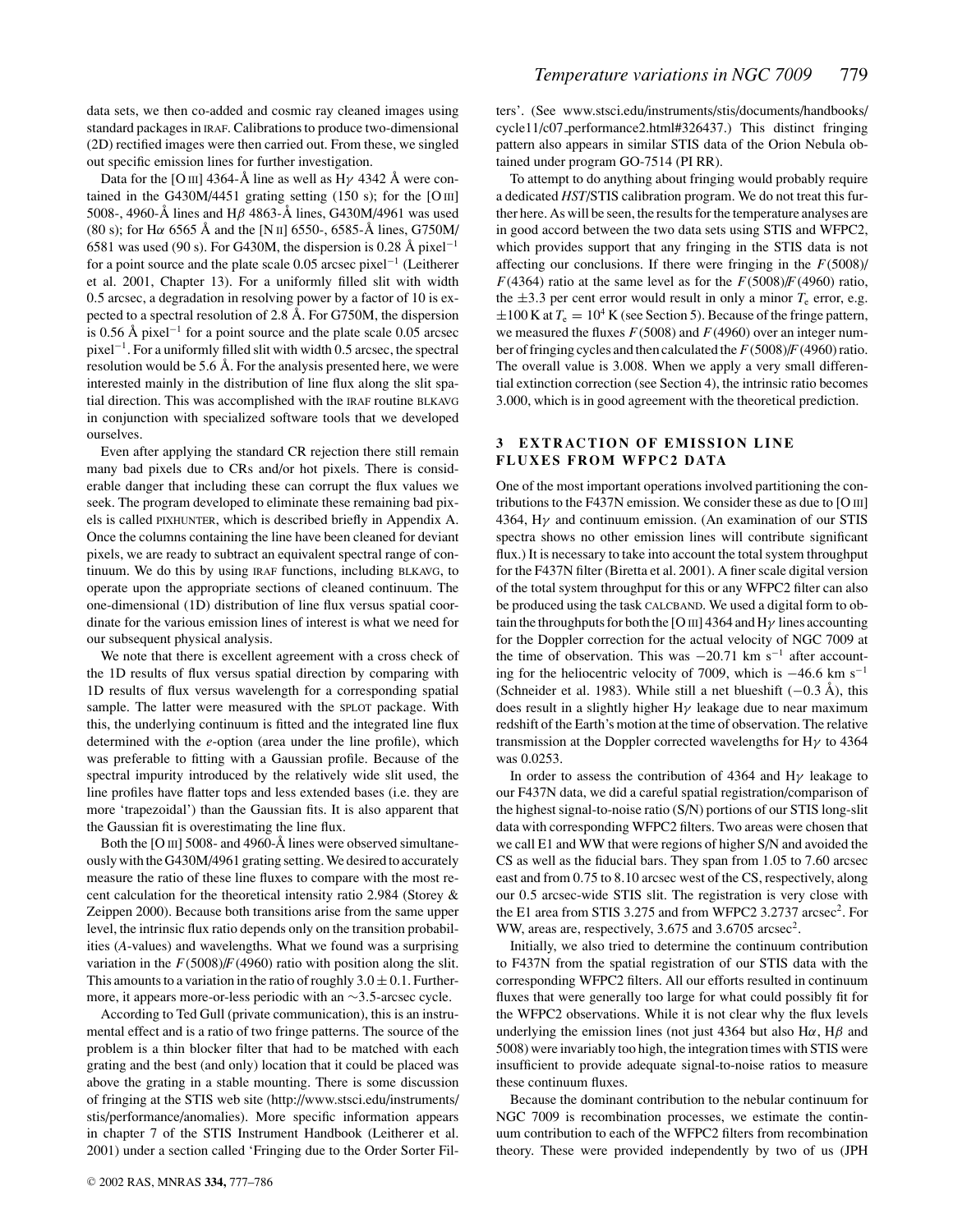data sets, we then co-added and cosmic ray cleaned images using standard packages in IRAF. Calibrations to produce two-dimensional (2D) rectified images were then carried out. From these, we singled out specific emission lines for further investigation.

Data for the [O III] 4364-Å line as well as H$\gamma$ 4342 Å were contained in the G430M/4451 grating setting (150 s); for the [O III] 5008-, 4960-Å lines and H$\beta$ 4863-Å lines, G430M/4961 was used (80 s); for H$\alpha$ 6565 Å and the [N II] 6550-, 6585-Å lines, G750M/6581 was used (90 s). For G430M, the dispersion is 0.28 Å pixel$^{-1}$ for a point source and the plate scale 0.05 arcsec pixel$^{-1}$ (Leitherer et al. 2001, Chapter 13). For a uniformly filled slit with width 0.5 arcsec, a degradation in resolving power by a factor of 10 is expected to a spectral resolution of 2.8 Å. For G750M, the dispersion is 0.56 Å pixel$^{-1}$ for a point source and the plate scale 0.05 arcsec pixel$^{-1}$. For a uniformly filled slit with width 0.5 arcsec, the spectral resolution would be 5.6 Å. For the analysis presented here, we were interested mainly in the distribution of line flux along the slit spatial direction. This was accomplished with the IRAF routine BLKAVG in conjunction with specialized software tools that we developed ourselves.

Even after applying the standard CR rejection there still remain many bad pixels due to CRs and/or hot pixels. There is considerable danger that including these can corrupt the flux values we seek. The program developed to eliminate these remaining bad pixels is called PIXHUNTER, which is described briefly in Appendix A. Once the columns containing the line have been cleaned for deviant pixels, we are ready to subtract an equivalent spectral range of continuum. We do this by using IRAF functions, including BLKAVG, to operate upon the appropriate sections of cleaned continuum. The one-dimensional (1D) distribution of line flux versus spatial coordinate for the various emission lines of interest is what we need for our subsequent physical analysis.

We note that there is excellent agreement with a cross check of the 1D results of flux versus spatial direction by comparing with 1D results of flux versus wavelength for a corresponding spatial sample. The latter were measured with the SPLOT package. With this, the underlying continuum is fitted and the integrated line flux determined with the *e*-option (area under the line profile), which was preferable to fitting with a Gaussian profile. Because of the spectral impurity introduced by the relatively wide slit used, the line profiles have flatter tops and less extended bases (i.e. they are more 'trapezoidal') than the Gaussian fits. It is also apparent that the Gaussian fit is overestimating the line flux.

Both the [O III] 5008- and 4960-Å lines were observed simultaneously with the G430M/4961 grating setting. We desired to accurately measure the ratio of these line fluxes to compare with the most recent calculation for the theoretical intensity ratio 2.984 (Storey & Zeippen 2000). Because both transitions arise from the same upper level, the intrinsic flux ratio depends only on the transition probabilities (*A*-values) and wavelengths. What we found was a surprising variation in the $F(5008)/F(4960)$ ratio with position along the slit. This amounts to a variation in the ratio of roughly $3.0 \pm 0.1$. Furthermore, it appears more-or-less periodic with an ~3.5-arcsec cycle.

According to Ted Gull (private communication), this is an instrumental effect and is a ratio of two fringe patterns. The source of the problem is a thin blocker filter that had to be matched with each grating and the best (and only) location that it could be placed was above the grating in a stable mounting. There is some discussion of fringing at the STIS web site (http://www.stsci.edu/instruments/stis/performance/anomalies). More specific information appears in chapter 7 of the STIS Instrument Handbook (Leitherer et al. 2001) under a section called 'Fringing due to the Order Sorter Filters'. (See www.stsci.edu/instruments/stis/documents/handbooks/cycle11/c07_performance2.html#326437.) This distinct fringing pattern also appears in similar STIS data of the Orion Nebula obtained under program GO-7514 (PI RR).

To attempt to do anything about fringing would probably require a dedicated *HST*/STIS calibration program. We do not treat this further here. As will be seen, the results for the temperature analyses are in good accord between the two data sets using STIS and WFPC2, which provides support that any fringing in the STIS data is not affecting our conclusions. If there were fringing in the $F(5008)/F(4364)$ ratio at the same level as for the $F(5008)/F(4960)$ ratio, the $\pm 3.3$ per cent error would result in only a minor $T_e$ error, e.g. $\pm 100$ K at $T_e = 10^4$ K (see Section 5). Because of the fringe pattern, we measured the fluxes $F(5008)$ and $F(4960)$ over an integer number of fringing cycles and then calculated the $F(5008)/F(4960)$ ratio. The overall value is 3.008. When we apply a very small differential extinction correction (see Section 4), the intrinsic ratio becomes 3.000, which is in good agreement with the theoretical prediction.

## 3 EXTRACTION OF EMISSION LINE FLUXES FROM WFPC2 DATA

One of the most important operations involved partitioning the contributions to the F437N emission. We consider these as due to [O III] 4364, H$\gamma$ and continuum emission. (An examination of our STIS spectra shows no other emission lines will contribute significant flux.) It is necessary to take into account the total system throughput for the F437N filter (Biretta et al. 2001). A finer scale digital version of the total system throughput for this or any WFPC2 filter can also be produced using the task CALCBAND. We used a digital form to obtain the throughputs for both the [O III] 4364 and H$\gamma$ lines accounting for the Doppler correction for the actual velocity of NGC 7009 at the time of observation. This was $-20.71$ km s$^{-1}$ after accounting for the heliocentric velocity of 7009, which is $-46.6$ km s$^{-1}$ (Schneider et al. 1983). While still a net blueshift ($-0.3$ Å), this does result in a slightly higher H$\gamma$ leakage due to near maximum redshift of the Earth's motion at the time of observation. The relative transmission at the Doppler corrected wavelengths for H$\gamma$ to 4364 was 0.0253.

In order to assess the contribution of 4364 and H$\gamma$ leakage to our F437N data, we did a careful spatial registration/comparison of the highest signal-to-noise ratio (S/N) portions of our STIS long-slit data with corresponding WFPC2 filters. Two areas were chosen that we call E1 and WW that were regions of higher S/N and avoided the CS as well as the fiducial bars. They span from 1.05 to 7.60 arcsec east and from 0.75 to 8.10 arcsec west of the CS, respectively, along our 0.5 arcsec-wide STIS slit. The registration is very close with the E1 area from STIS 3.275 and from WFPC2 3.2737 arcsec$^2$. For WW, areas are, respectively, 3.675 and 3.6705 arcsec$^2$.

Initially, we also tried to determine the continuum contribution to F437N from the spatial registration of our STIS data with the corresponding WFPC2 filters. All our efforts resulted in continuum fluxes that were generally too large for what could possibly fit for the WFPC2 observations. While it is not clear why the flux levels underlying the emission lines (not just 4364 but also H$\alpha$, H$\beta$ and 5008) were invariably too high, the integration times with STIS were insufficient to provide adequate signal-to-noise ratios to measure these continuum fluxes.

Because the dominant contribution to the nebular continuum for NGC 7009 is recombination processes, we estimate the continuum contribution to each of the WFPC2 filters from recombination theory. These were provided independently by two of us (JPH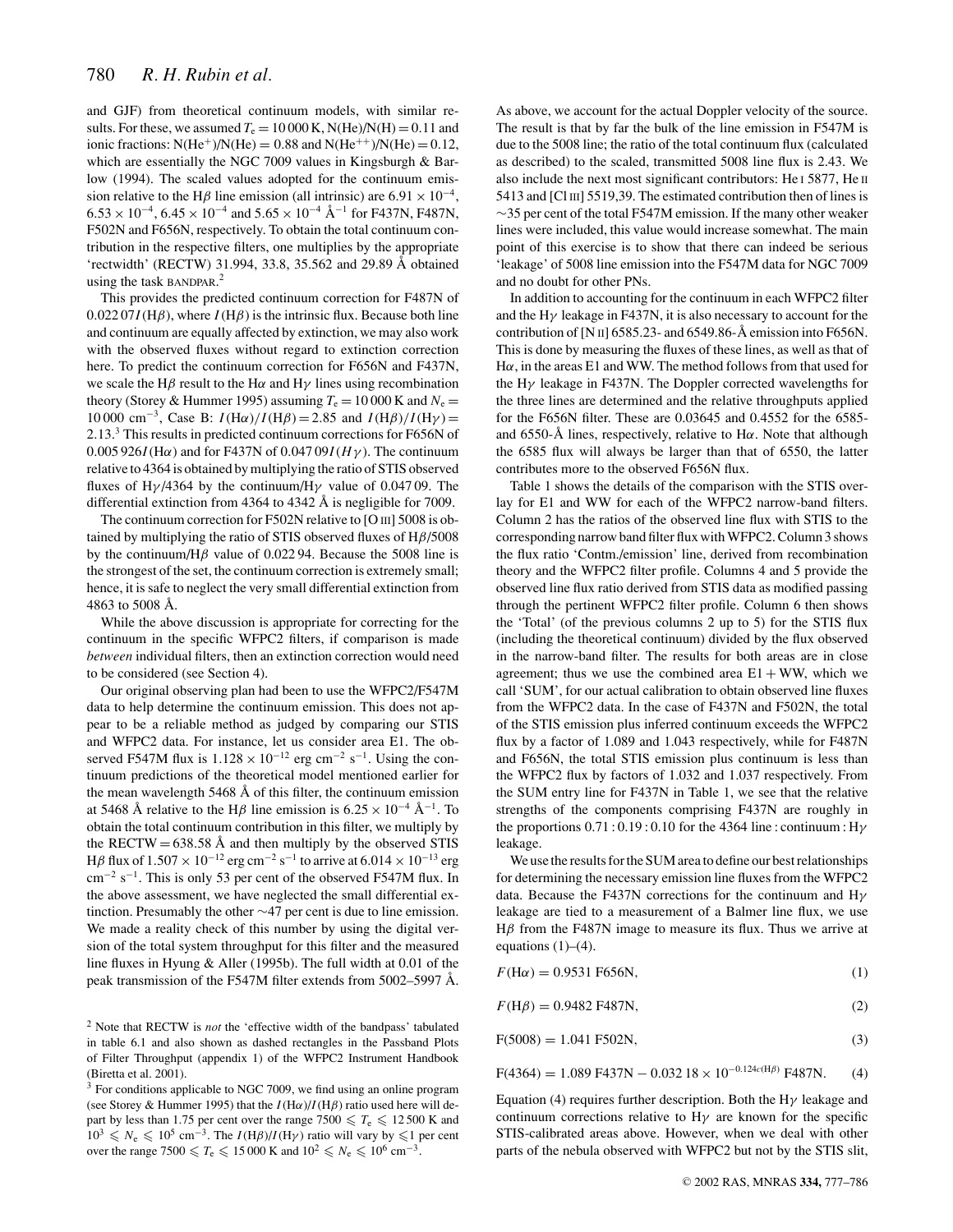and GJF) from theoretical continuum models, with similar results. For these, we assumed $T_e = 10\,000$ K, N(He)/N(H) = 0.11 and ionic fractions: N($He^+$)/N(He) = 0.88 and N($He^{++}$)/N(He) = 0.12, which are essentially the NGC 7009 values in Kingsburgh & Barlow (1994). The scaled values adopted for the continuum emission relative to the H$\beta$ line emission (all intrinsic) are $6.91 \times 10^{-4}$, $6.53 \times 10^{-4}$, $6.45 \times 10^{-4}$ and $5.65 \times 10^{-4}$ Å$^{-1}$ for F437N, F487N, F502N and F656N, respectively. To obtain the total continuum contribution in the respective filters, one multiplies by the appropriate 'rectwidth' (RECTW) 31.994, 33.8, 35.562 and 29.89 Å obtained using the task BANDPAR.[2]

This provides the predicted continuum correction for F487N of $0.022\,07I(\mathrm{H}\beta)$, where $I(\mathrm{H}\beta)$ is the intrinsic flux. Because both line and continuum are equally affected by extinction, we may also work with the observed fluxes without regard to extinction correction here. To predict the continuum correction for F656N and F437N, we scale the H$\beta$ result to the H$\alpha$ and H$\gamma$ lines using recombination theory (Storey & Hummer 1995) assuming $T_e = 10\,000$ K and $N_e = 10\,000$ cm$^{-3}$, Case B: $I(\mathrm{H}\alpha)/I(\mathrm{H}\beta) = 2.85$ and $I(\mathrm{H}\beta)/I(\mathrm{H}\gamma) = 2.13$.[3] This results in predicted continuum corrections for F656N of $0.005\,926I(\mathrm{H}\alpha)$ and for F437N of $0.047\,09I(H\gamma)$. The continuum relative to 4364 is obtained by multiplying the ratio of STIS observed fluxes of H$\gamma$/4364 by the continuum/H$\gamma$ value of 0.047 09. The differential extinction from 4364 to 4342 Å is negligible for 7009.

The continuum correction for F502N relative to [O III] 5008 is obtained by multiplying the ratio of STIS observed fluxes of H$\beta$/5008 by the continuum/H$\beta$ value of 0.022 94. Because the 5008 line is the strongest of the set, the continuum correction is extremely small; hence, it is safe to neglect the very small differential extinction from 4863 to 5008 Å.

While the above discussion is appropriate for correcting for the continuum in the specific WFPC2 filters, if comparison is made *between* individual filters, then an extinction correction would need to be considered (see Section 4).

Our original observing plan had been to use the WFPC2/F547M data to help determine the continuum emission. This does not appear to be a reliable method as judged by comparing our STIS and WFPC2 data. For instance, let us consider area E1. The observed F547M flux is $1.128 \times 10^{-12}$ erg cm$^{-2}$ s$^{-1}$. Using the continuum predictions of the theoretical model mentioned earlier for the mean wavelength 5468 Å of this filter, the continuum emission at 5468 Å relative to the H$\beta$ line emission is $6.25 \times 10^{-4}$ Å$^{-1}$. To obtain the total continuum contribution in this filter, we multiply by the RECTW = 638.58 Å and then multiply by the observed STIS H$\beta$ flux of $1.507 \times 10^{-12}$ erg cm$^{-2}$ s$^{-1}$ to arrive at $6.014 \times 10^{-13}$ erg cm$^{-2}$ s$^{-1}$. This is only 53 per cent of the observed F547M flux. In the above assessment, we have neglected the small differential extinction. Presumably the other ~47 per cent is due to line emission. We made a reality check of this number by using the digital version of the total system throughput for this filter and the measured line fluxes in Hyung & Aller (1995b). The full width at 0.01 of the peak transmission of the F547M filter extends from 5002–5997 Å. As above, we account for the actual Doppler velocity of the source. The result is that by far the bulk of the line emission in F547M is due to the 5008 line; the ratio of the total continuum flux (calculated as described) to the scaled, transmitted 5008 line flux is 2.43. We also include the next most significant contributors: He I 5877, He II 5413 and [Cl III] 5519,39. The estimated contribution then of lines is ~35 per cent of the total F547M emission. If the many other weaker lines were included, this value would increase somewhat. The main point of this exercise is to show that there can indeed be serious 'leakage' of 5008 line emission into the F547M data for NGC 7009 and no doubt for other PNs.

In addition to accounting for the continuum in each WFPC2 filter and the H$\gamma$ leakage in F437N, it is also necessary to account for the contribution of [N II] 6585.23- and 6549.86-Å emission into F656N. This is done by measuring the fluxes of these lines, as well as that of H$\alpha$, in the areas E1 and WW. The method follows from that used for the H$\gamma$ leakage in F437N. The Doppler corrected wavelengths for the three lines are determined and the relative throughputs applied for the F656N filter. These are 0.03645 and 0.4552 for the 6585- and 6550-Å lines, respectively, relative to H$\alpha$. Note that although the 6585 flux will always be larger than that of 6550, the latter contributes more to the observed F656N flux.

Table 1 shows the details of the comparison with the STIS overlay for E1 and WW for each of the WFPC2 narrow-band filters. Column 2 has the ratios of the observed line flux with STIS to the corresponding narrow band filter flux with WFPC2. Column 3 shows the flux ratio 'Contm./emission' line, derived from recombination theory and the WFPC2 filter profile. Columns 4 and 5 provide the observed line flux ratio derived from STIS data as modified passing through the pertinent WFPC2 filter profile. Column 6 then shows the 'Total' (of the previous columns 2 up to 5) for the STIS flux (including the theoretical continuum) divided by the flux observed in the narrow-band filter. The results for both areas are in close agreement; thus we use the combined area E1 + WW, which we call 'SUM', for our actual calibration to obtain observed line fluxes from the WFPC2 data. In the case of F437N and F502N, the total of the STIS emission plus inferred continuum exceeds the WFPC2 flux by a factor of 1.089 and 1.043 respectively, while for F487N and F656N, the total STIS emission plus continuum is less than the WFPC2 flux by factors of 1.032 and 1.037 respectively. From the SUM entry line for F437N in Table 1, we see that the relative strengths of the components comprising F437N are roughly in the proportions 0.71 : 0.19 : 0.10 for the 4364 line : continuum : H$\gamma$ leakage.

We use the results for the SUM area to define our best relationships for determining the necessary emission line fluxes from the WFPC2 data. Because the F437N corrections for the continuum and H$\gamma$ leakage are tied to a measurement of a Balmer line flux, we use H$\beta$ from the F487N image to measure its flux. Thus we arrive at equations (1)–(4).

$$F(\mathrm{H}\alpha) = 0.9531\ \mathrm{F656N}, \tag{1}$$

$$F(\mathrm{H}\beta) = 0.9482\ \mathrm{F487N}, \tag{2}$$

$$\mathrm{F}(5008) = 1.041\ \mathrm{F502N}, \tag{3}$$

$$\mathrm{F}(4364) = 1.089\ \mathrm{F437N} - 0.032\,18 \times 10^{-0.124c(\mathrm{H}\beta)}\ \mathrm{F487N}. \tag{4}$$

Equation (4) requires further description. Both the H$\gamma$ leakage and continuum corrections relative to H$\gamma$ are known for the specific STIS-calibrated areas above. However, when we deal with other parts of the nebula observed with WFPC2 but not by the STIS slit,

[2] Note that RECTW is *not* the 'effective width of the bandpass' tabulated in table 6.1 and also shown as dashed rectangles in the Passband Plots of Filter Throughput (appendix 1) of the WFPC2 Instrument Handbook (Biretta et al. 2001).

[3] For conditions applicable to NGC 7009, we find using an online program (see Storey & Hummer 1995) that the $I(\mathrm{H}\alpha)/I(\mathrm{H}\beta)$ ratio used here will depart by less than 1.75 per cent over the range $7500 \leqslant T_e \leqslant 12\,500$ K and $10^3 \leqslant N_e \leqslant 10^5$ cm$^{-3}$. The $I(\mathrm{H}\beta)/I(\mathrm{H}\gamma)$ ratio will vary by $\leqslant 1$ per cent over the range $7500 \leqslant T_e \leqslant 15\,000$ K and $10^2 \leqslant N_e \leqslant 10^6$ cm$^{-3}$.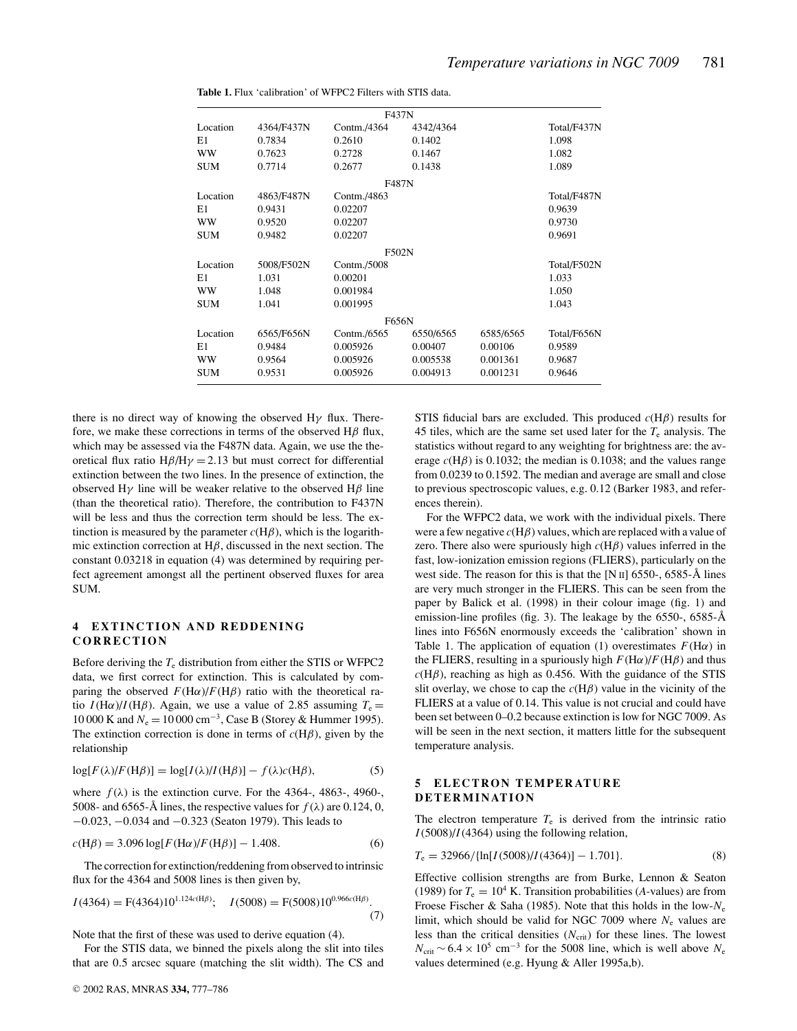**Table 1.** Flux 'calibration' of WFPC2 Filters with STIS data.

| | | F437N | | | |
|---|---|---|---|---|---|
| Location | 4364/F437N | Contm./4364 | 4342/4364 | | Total/F437N |
| E1 | 0.7834 | 0.2610 | 0.1402 | | 1.098 |
| WW | 0.7623 | 0.2728 | 0.1467 | | 1.082 |
| SUM | 0.7714 | 0.2677 | 0.1438 | | 1.089 |
| | | F487N | | | |
| Location | 4863/F487N | Contm./4863 | | | Total/F487N |
| E1 | 0.9431 | 0.02207 | | | 0.9639 |
| WW | 0.9520 | 0.02207 | | | 0.9730 |
| SUM | 0.9482 | 0.02207 | | | 0.9691 |
| | | F502N | | | |
| Location | 5008/F502N | Contm./5008 | | | Total/F502N |
| E1 | 1.031 | 0.00201 | | | 1.033 |
| WW | 1.048 | 0.001984 | | | 1.050 |
| SUM | 1.041 | 0.001995 | | | 1.043 |
| | | F656N | | | |
| Location | 6565/F656N | Contm./6565 | 6550/6565 | 6585/6565 | Total/F656N |
| E1 | 0.9484 | 0.005926 | 0.00407 | 0.00106 | 0.9589 |
| WW | 0.9564 | 0.005926 | 0.005538 | 0.001361 | 0.9687 |
| SUM | 0.9531 | 0.005926 | 0.004913 | 0.001231 | 0.9646 |

there is no direct way of knowing the observed H$\gamma$ flux. Therefore, we make these corrections in terms of the observed H$\beta$ flux, which may be assessed via the F487N data. Again, we use the theoretical flux ratio H$\beta$/H$\gamma$ = 2.13 but must correct for differential extinction between the two lines. In the presence of extinction, the observed H$\gamma$ line will be weaker relative to the observed H$\beta$ line (than the theoretical ratio). Therefore, the contribution to F437N will be less and thus the correction term should be less. The extinction is measured by the parameter $c(\mathrm{H}\beta)$, which is the logarithmic extinction correction at H$\beta$, discussed in the next section. The constant 0.03218 in equation (4) was determined by requiring perfect agreement amongst all the pertinent observed fluxes for area SUM.

## 4 EXTINCTION AND REDDENING CORRECTION

Before deriving the $T_e$ distribution from either the STIS or WFPC2 data, we first correct for extinction. This is calculated by comparing the observed $F(\mathrm{H}\alpha)/F(\mathrm{H}\beta)$ ratio with the theoretical ratio $I(\mathrm{H}\alpha)/I(\mathrm{H}\beta)$. Again, we use a value of 2.85 assuming $T_e = 10\,000$ K and $N_e = 10\,000$ cm$^{-3}$, Case B (Storey & Hummer 1995). The extinction correction is done in terms of $c(\mathrm{H}\beta)$, given by the relationship

$$\log[F(\lambda)/F(\mathrm{H}\beta)] = \log[I(\lambda)/I(\mathrm{H}\beta)] - f(\lambda)c(\mathrm{H}\beta), \tag{5}$$

where $f(\lambda)$ is the extinction curve. For the 4364-, 4863-, 4960-, 5008- and 6565-Å lines, the respective values for $f(\lambda)$ are 0.124, 0, −0.023, −0.034 and −0.323 (Seaton 1979). This leads to

$$c(\mathrm{H}\beta) = 3.096 \log[F(\mathrm{H}\alpha)/F(\mathrm{H}\beta)] - 1.408. \tag{6}$$

The correction for extinction/reddening from observed to intrinsic flux for the 4364 and 5008 lines is then given by,

$$I(4364) = \mathrm{F}(4364)10^{1.124c(\mathrm{H}\beta)}; \quad I(5008) = \mathrm{F}(5008)10^{0.966c(\mathrm{H}\beta)}. \tag{7}$$

Note that the first of these was used to derive equation (4).

For the STIS data, we binned the pixels along the slit into tiles that are 0.5 arcsec square (matching the slit width). The CS and STIS fiducial bars are excluded. This produced $c(\mathrm{H}\beta)$ results for 45 tiles, which are the same set used later for the $T_e$ analysis. The statistics without regard to any weighting for brightness are: the average $c(\mathrm{H}\beta)$ is 0.1032; the median is 0.1038; and the values range from 0.0239 to 0.1592. The median and average are small and close to previous spectroscopic values, e.g. 0.12 (Barker 1983, and references therein).

For the WFPC2 data, we work with the individual pixels. There were a few negative $c(\mathrm{H}\beta)$ values, which are replaced with a value of zero. There also were spuriously high $c(\mathrm{H}\beta)$ values inferred in the fast, low-ionization emission regions (FLIERS), particularly on the west side. The reason for this is that the [N II] 6550-, 6585-Å lines are very much stronger in the FLIERS. This can be seen from the paper by Balick et al. (1998) in their colour image (fig. 1) and emission-line profiles (fig. 3). The leakage by the 6550-, 6585-Å lines into F656N enormously exceeds the 'calibration' shown in Table 1. The application of equation (1) overestimates $F(\mathrm{H}\alpha)$ in the FLIERS, resulting in a spuriously high $F(\mathrm{H}\alpha)/F(\mathrm{H}\beta)$ and thus $c(\mathrm{H}\beta)$, reaching as high as 0.456. With the guidance of the STIS slit overlay, we chose to cap the $c(\mathrm{H}\beta)$ value in the vicinity of the FLIERS at a value of 0.14. This value is not crucial and could have been set between 0–0.2 because extinction is low for NGC 7009. As will be seen in the next section, it matters little for the subsequent temperature analysis.

## 5 ELECTRON TEMPERATURE DETERMINATION

The electron temperature $T_e$ is derived from the intrinsic ratio $I(5008)/I(4364)$ using the following relation,

$$T_e = 32966/\{\ln[I(5008)/I(4364)] - 1.701\}. \tag{8}$$

Effective collision strengths are from Burke, Lennon & Seaton (1989) for $T_e = 10^4$ K. Transition probabilities ($A$-values) are from Froese Fischer & Saha (1985). Note that this holds in the low-$N_e$ limit, which should be valid for NGC 7009 where $N_e$ values are less than the critical densities ($N_{\mathrm{crit}}$) for these lines. The lowest $N_{\mathrm{crit}} \sim 6.4 \times 10^5$ cm$^{-3}$ for the 5008 line, which is well above $N_e$ values determined (e.g. Hyung & Aller 1995a,b).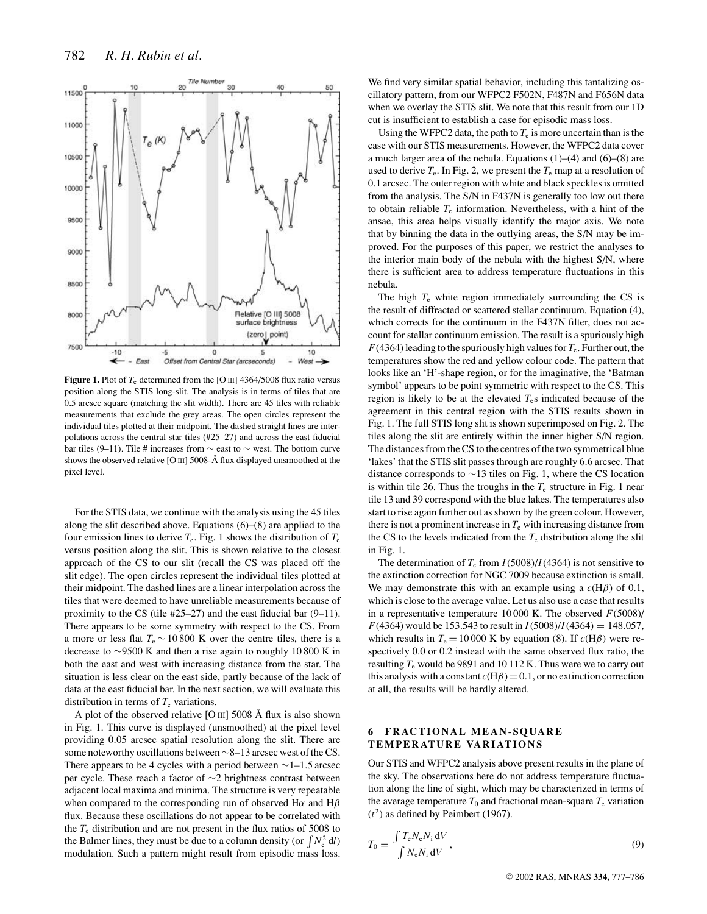**Figure 1.** Plot of $T_e$ determined from the [O III] 4364/5008 flux ratio versus position along the STIS long-slit. The analysis is in terms of tiles that are 0.5 arcsec square (matching the slit width). There are 45 tiles with reliable measurements that exclude the grey areas. The open circles represent the individual tiles plotted at their midpoint. The dashed straight lines are interpolations across the central star tiles (#25–27) and across the east fiducial bar tiles (9–11). Tile # increases from ∼ east to ∼ west. The bottom curve shows the observed relative [O III] 5008-Å flux displayed unsmoothed at the pixel level.

For the STIS data, we continue with the analysis using the 45 tiles along the slit described above. Equations (6)–(8) are applied to the four emission lines to derive $T_e$. Fig. 1 shows the distribution of $T_e$ versus position along the slit. This is shown relative to the closest approach of the CS to our slit (recall the CS was placed off the slit edge). The open circles represent the individual tiles plotted at their midpoint. The dashed lines are a linear interpolation across the tiles that were deemed to have unreliable measurements because of proximity to the CS (tile #25–27) and the east fiducial bar (9–11). There appears to be some symmetry with respect to the CS. From a more or less flat $T_e \sim 10\,800$ K over the centre tiles, there is a decrease to ∼9500 K and then a rise again to roughly 10 800 K in both the east and west with increasing distance from the star. The situation is less clear on the east side, partly because of the lack of data at the east fiducial bar. In the next section, we will evaluate this distribution in terms of $T_e$ variations.

A plot of the observed relative [O III] 5008 Å flux is also shown in Fig. 1. This curve is displayed (unsmoothed) at the pixel level providing 0.05 arcsec spatial resolution along the slit. There are some noteworthy oscillations between ∼8–13 arcsec west of the CS. There appears to be 4 cycles with a period between ∼1–1.5 arcsec per cycle. These reach a factor of ∼2 brightness contrast between adjacent local maxima and minima. The structure is very repeatable when compared to the corresponding run of observed Hα and Hβ flux. Because these oscillations do not appear to be correlated with the $T_e$ distribution and are not present in the flux ratios of 5008 to the Balmer lines, they must be due to a column density (or $\int N_e^2\,dl$) modulation. Such a pattern might result from episodic mass loss. We find very similar spatial behavior, including this tantalizing oscillatory pattern, from our WFPC2 F502N, F487N and F656N data when we overlay the STIS slit. We note that this result from our 1D cut is insufficient to establish a case for episodic mass loss.

Using the WFPC2 data, the path to $T_e$ is more uncertain than is the case with our STIS measurements. However, the WFPC2 data cover a much larger area of the nebula. Equations (1)–(4) and (6)–(8) are used to derive $T_e$. In Fig. 2, we present the $T_e$ map at a resolution of 0.1 arcsec. The outer region with white and black speckles is omitted from the analysis. The S/N in F437N is generally too low out there to obtain reliable $T_e$ information. Nevertheless, with a hint of the ansae, this area helps visually identify the major axis. We note that by binning the data in the outlying areas, the S/N may be improved. For the purposes of this paper, we restrict the analyses to the interior main body of the nebula with the highest S/N, where there is sufficient area to address temperature fluctuations in this nebula.

The high $T_e$ white region immediately surrounding the CS is the result of diffracted or scattered stellar continuum. Equation (4), which corrects for the continuum in the F437N filter, does not account for stellar continuum emission. The result is a spuriously high $F(4364)$ leading to the spuriously high values for $T_e$. Further out, the temperatures show the red and yellow colour code. The pattern that looks like an 'H'-shape region, or for the imaginative, the 'Batman symbol' appears to be point symmetric with respect to the CS. This region is likely to be at the elevated $T_e$s indicated because of the agreement in this central region with the STIS results shown in Fig. 1. The full STIS long slit is shown superimposed on Fig. 2. The tiles along the slit are entirely within the inner higher S/N region. The distances from the CS to the centres of the two symmetrical blue 'lakes' that the STIS slit passes through are roughly 6.6 arcsec. That distance corresponds to ∼13 tiles on Fig. 1, where the CS location is within tile 26. Thus the troughs in the $T_e$ structure in Fig. 1 near tile 13 and 39 correspond with the blue lakes. The temperatures also start to rise again further out as shown by the green colour. However, there is not a prominent increase in $T_e$ with increasing distance from the CS to the levels indicated from the $T_e$ distribution along the slit in Fig. 1.

The determination of $T_e$ from $I(5008)/I(4364)$ is not sensitive to the extinction correction for NGC 7009 because extinction is small. We may demonstrate this with an example using a $c(\mathrm{H}\beta)$ of 0.1, which is close to the average value. Let us also use a case that results in a representative temperature 10 000 K. The observed $F(5008)/F(4364)$ would be 153.543 to result in $I(5008)/I(4364) = 148.057$, which results in $T_e = 10\,000$ K by equation (8). If $c(\mathrm{H}\beta)$ were respectively 0.0 or 0.2 instead with the same observed flux ratio, the resulting $T_e$ would be 9891 and 10 112 K. Thus were we to carry out this analysis with a constant $c(\mathrm{H}\beta) = 0.1$, or no extinction correction at all, the results will be hardly altered.

## 6 FRACTIONAL MEAN-SQUARE TEMPERATURE VARIATIONS

Our STIS and WFPC2 analysis above present results in the plane of the sky. The observations here do not address temperature fluctuation along the line of sight, which may be characterized in terms of the average temperature $T_0$ and fractional mean-square $T_e$ variation ($t^2$) as defined by Peimbert (1967).

$$T_0 = \frac{\int T_e N_e N_i \,dV}{\int N_e N_i \,dV}, \tag{9}$$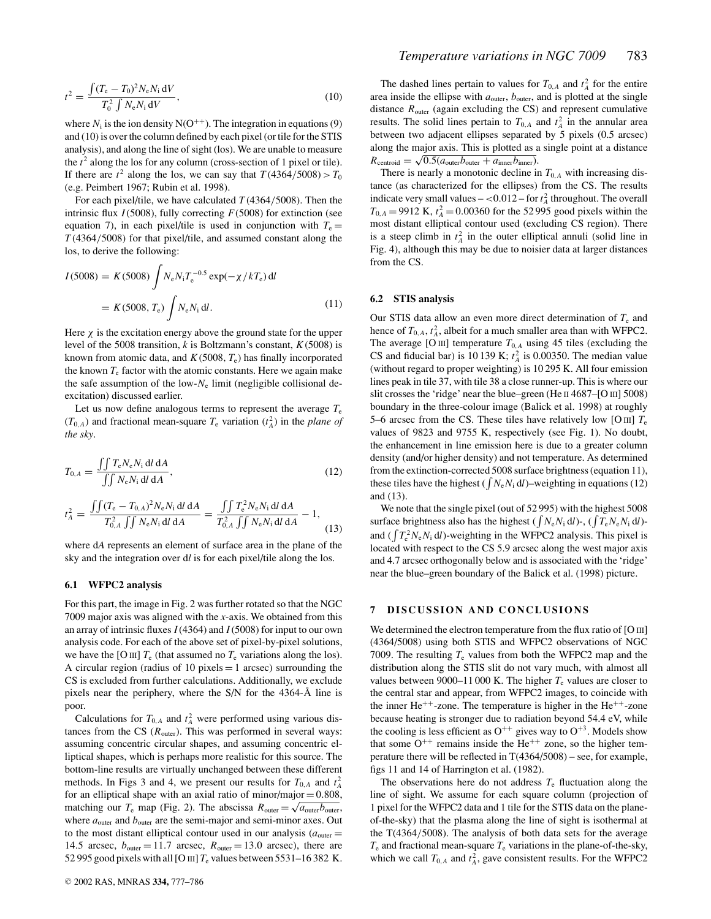$$t^2 = \frac{\int (T_e - T_0)^2 N_e N_i \, dV}{T_0^2 \int N_e N_i \, dV}, \tag{10}$$

where $N_i$ is the ion density $N(O^{++})$. The integration in equations (9) and (10) is over the column defined by each pixel (or tile for the STIS analysis), and along the line of sight (los). We are unable to measure the $t^2$ along the los for any column (cross-section of 1 pixel or tile). If there are $t^2$ along the los, we can say that $T(4364/5008) > T_0$ (e.g. Peimbert 1967; Rubin et al. 1998).

For each pixel/tile, we have calculated $T(4364/5008)$. Then the intrinsic flux $I(5008)$, fully correcting $F(5008)$ for extinction (see equation 7), in each pixel/tile is used in conjunction with $T_e = T(4364/5008)$ for that pixel/tile, and assumed constant along the los, to derive the following:

$$I(5008) = K(5008) \int N_e N_i T_e^{-0.5} \exp(-\chi/kT_e) \, dl$$
$$= K(5008, T_e) \int N_e N_i \, dl. \tag{11}$$

Here $\chi$ is the excitation energy above the ground state for the upper level of the 5008 transition, $k$ is Boltzmann's constant, $K(5008)$ is known from atomic data, and $K(5008, T_e)$ has finally incorporated the known $T_e$ factor with the atomic constants. Here we again make the safe assumption of the low-$N_e$ limit (negligible collisional de-excitation) discussed earlier.

Let us now define analogous terms to represent the average $T_e$ ($T_{0,A}$) and fractional mean-square $T_e$ variation ($t_A^2$) in the *plane of the sky*.

$$T_{0,A} = \frac{\iint T_e N_e N_i \, dl \, dA}{\iint N_e N_i \, dl \, dA}, \tag{12}$$

$$t_A^2 = \frac{\iint (T_e - T_{0,A})^2 N_e N_i \, dl \, dA}{T_{0,A}^2 \iint N_e N_i \, dl \, dA} = \frac{\iint T_e^2 N_e N_i \, dl \, dA}{T_{0,A}^2 \iint N_e N_i \, dl \, dA} - 1, \tag{13}$$

where $dA$ represents an element of surface area in the plane of the sky and the integration over $dl$ is for each pixel/tile along the los.

### 6.1 WFPC2 analysis

For this part, the image in Fig. 2 was further rotated so that the NGC 7009 major axis was aligned with the $x$-axis. We obtained from this an array of intrinsic fluxes $I(4364)$ and $I(5008)$ for input to our own analysis code. For each of the above set of pixel-by-pixel solutions, we have the [O III] $T_e$ (that assumed no $T_e$ variations along the los). A circular region (radius of 10 pixels = 1 arcsec) surrounding the CS is excluded from further calculations. Additionally, we exclude pixels near the periphery, where the S/N for the 4364-Å line is poor.

Calculations for $T_{0,A}$ and $t_A^2$ were performed using various distances from the CS ($R_{\text{outer}}$). This was performed in several ways: assuming concentric circular shapes, and assuming concentric elliptical shapes, which is perhaps more realistic for this source. The bottom-line results are virtually unchanged between these different methods. In Figs 3 and 4, we present our results for $T_{0,A}$ and $t_A^2$ for an elliptical shape with an axial ratio of minor/major = 0.808, matching our $T_e$ map (Fig. 2). The abscissa $R_{\text{outer}} = \sqrt{a_{\text{outer}} b_{\text{outer}}}$, where $a_{\text{outer}}$ and $b_{\text{outer}}$ are the semi-major and semi-minor axes. Out to the most distant elliptical contour used in our analysis ($a_{\text{outer}}$ = 14.5 arcsec, $b_{\text{outer}}$ = 11.7 arcsec, $R_{\text{outer}}$ = 13.0 arcsec), there are 52 995 good pixels with all [O III] $T_e$ values between 5531–16 382 K.

The dashed lines pertain to values for $T_{0,A}$ and $t_A^2$ for the entire area inside the ellipse with $a_{\text{outer}}$, $b_{\text{outer}}$, and is plotted at the single distance $R_{\text{outer}}$ (again excluding the CS) and represent cumulative results. The solid lines pertain to $T_{0,A}$ and $t_A^2$ in the annular area between two adjacent ellipses separated by 5 pixels (0.5 arcsec) along the major axis. This is plotted as a single point at a distance $R_{\text{centroid}} = \sqrt{0.5(a_{\text{outer}} b_{\text{outer}} + a_{\text{inner}} b_{\text{inner}})}$.

There is nearly a monotonic decline in $T_{0,A}$ with increasing distance (as characterized for the ellipses) from the CS. The results indicate very small values – <0.012 – for $t_A^2$ throughout. The overall $T_{0,A}$ = 9912 K, $t_A^2$ = 0.00360 for the 52 995 good pixels within the most distant elliptical contour used (excluding CS region). There is a steep climb in $t_A^2$ in the outer elliptical annuli (solid line in Fig. 4), although this may be due to noisier data at larger distances from the CS.

### 6.2 STIS analysis

Our STIS data allow an even more direct determination of $T_e$ and hence of $T_{0,A}$, $t_A^2$, albeit for a much smaller area than with WFPC2. The average [O III] temperature $T_{0,A}$ using 45 tiles (excluding the CS and fiducial bar) is 10 139 K; $t_A^2$ is 0.00350. The median value (without regard to proper weighting) is 10 295 K. All four emission lines peak in tile 37, with tile 38 a close runner-up. This is where our slit crosses the 'ridge' near the blue–green (He II 4687–[O III] 5008) boundary in the three-colour image (Balick et al. 1998) at roughly 5–6 arcsec from the CS. These tiles have relatively low [O III] $T_e$ values of 9823 and 9755 K, respectively (see Fig. 1). No doubt, the enhancement in line emission here is due to a greater column density (and/or higher density) and not temperature. As determined from the extinction-corrected 5008 surface brightness (equation 11), these tiles have the highest ($\int N_e N_i \, dl$)–weighting in equations (12) and (13).

We note that the single pixel (out of 52 995) with the highest 5008 surface brightness also has the highest ($\int N_e N_i \, dl$)-, ($\int T_e N_e N_i \, dl$)- and ($\int T_e^2 N_e N_i \, dl$)-weighting in the WFPC2 analysis. This pixel is located with respect to the CS 5.9 arcsec along the west major axis and 4.7 arcsec orthogonally below and is associated with the 'ridge' near the blue–green boundary of the Balick et al. (1998) picture.

## 7 DISCUSSION AND CONCLUSIONS

We determined the electron temperature from the flux ratio of [O III] (4364/5008) using both STIS and WFPC2 observations of NGC 7009. The resulting $T_e$ values from both the WFPC2 map and the distribution along the STIS slit do not vary much, with almost all values between 9000–11 000 K. The higher $T_e$ values are closer to the central star and appear, from WFPC2 images, to coincide with the inner $He^{++}$-zone. The temperature is higher in the $He^{++}$-zone because heating is stronger due to radiation beyond 54.4 eV, while the cooling is less efficient as $O^{++}$ gives way to $O^{+3}$. Models show that some $O^{++}$ remains inside the $He^{++}$ zone, so the higher temperature there will be reflected in T(4364/5008) – see, for example, figs 11 and 14 of Harrington et al. (1982).

The observations here do not address $T_e$ fluctuation along the line of sight. We assume for each square column (projection of 1 pixel for the WFPC2 data and 1 tile for the STIS data on the plane-of-the-sky) that the plasma along the line of sight is isothermal at the T(4364/5008). The analysis of both data sets for the average $T_e$ and fractional mean-square $T_e$ variations in the plane-of-the-sky, which we call $T_{0,A}$ and $t_A^2$, gave consistent results. For the WFPC2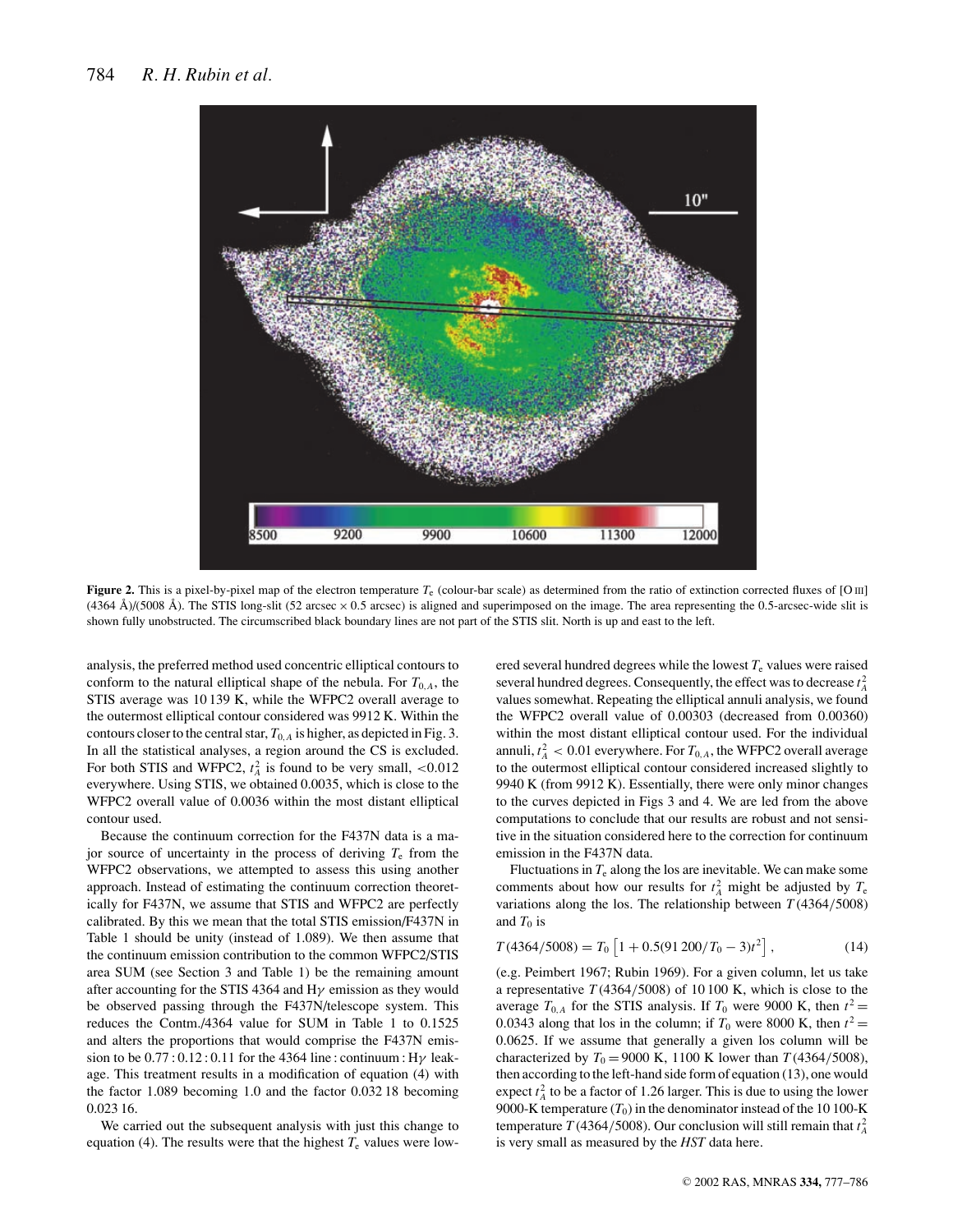**Figure 2.** This is a pixel-by-pixel map of the electron temperature $T_e$ (colour-bar scale) as determined from the ratio of extinction corrected fluxes of [O III] (4364 Å)/(5008 Å). The STIS long-slit (52 arcsec × 0.5 arcsec) is aligned and superimposed on the image. The area representing the 0.5-arcsec-wide slit is shown fully unobstructed. The circumscribed black boundary lines are not part of the STIS slit. North is up and east to the left.

analysis, the preferred method used concentric elliptical contours to conform to the natural elliptical shape of the nebula. For $T_{0,A}$, the STIS average was 10 139 K, while the WFPC2 overall average to the outermost elliptical contour considered was 9912 K. Within the contours closer to the central star, $T_{0,A}$ is higher, as depicted in Fig. 3. In all the statistical analyses, a region around the CS is excluded. For both STIS and WFPC2, $t_A^2$ is found to be very small, <0.012 everywhere. Using STIS, we obtained 0.0035, which is close to the WFPC2 overall value of 0.0036 within the most distant elliptical contour used.

Because the continuum correction for the F437N data is a major source of uncertainty in the process of deriving $T_e$ from the WFPC2 observations, we attempted to assess this using another approach. Instead of estimating the continuum correction theoretically for F437N, we assume that STIS and WFPC2 are perfectly calibrated. By this we mean that the total STIS emission/F437N in Table 1 should be unity (instead of 1.089). We then assume that the continuum emission contribution to the common WFPC2/STIS area SUM (see Section 3 and Table 1) be the remaining amount after accounting for the STIS 4364 and H$\gamma$ emission as they would be observed passing through the F437N/telescope system. This reduces the Contm./4364 value for SUM in Table 1 to 0.1525 and alters the proportions that would comprise the F437N emission to be 0.77 : 0.12 : 0.11 for the 4364 line : continuum : H$\gamma$ leakage. This treatment results in a modification of equation (4) with the factor 1.089 becoming 1.0 and the factor 0.032 18 becoming 0.023 16.

We carried out the subsequent analysis with just this change to equation (4). The results were that the highest $T_e$ values were lowered several hundred degrees while the lowest $T_e$ values were raised several hundred degrees. Consequently, the effect was to decrease $t_A^2$ values somewhat. Repeating the elliptical annuli analysis, we found the WFPC2 overall value of 0.00303 (decreased from 0.00360) within the most distant elliptical contour used. For the individual annuli, $t_A^2$ < 0.01 everywhere. For $T_{0,A}$, the WFPC2 overall average to the outermost elliptical contour considered increased slightly to 9940 K (from 9912 K). Essentially, there were only minor changes to the curves depicted in Figs 3 and 4. We are led from the above computations to conclude that our results are robust and not sensitive in the situation considered here to the correction for continuum emission in the F437N data.

Fluctuations in $T_e$ along the los are inevitable. We can make some comments about how our results for $t_A^2$ might be adjusted by $T_e$ variations along the los. The relationship between $T(4364/5008)$ and $T_0$ is

$$T(4364/5008) = T_0\left[1 + 0.5(91\,200/T_0 - 3)t^2\right], \tag{14}$$

(e.g. Peimbert 1967; Rubin 1969). For a given column, let us take a representative $T(4364/5008)$ of 10 100 K, which is close to the average $T_{0,A}$ for the STIS analysis. If $T_0$ were 9000 K, then $t^2$ = 0.0343 along that los in the column; if $T_0$ were 8000 K, then $t^2$ = 0.0625. If we assume that generally a given los column will be characterized by $T_0$ = 9000 K, 1100 K lower than $T(4364/5008)$, then according to the left-hand side form of equation (13), one would expect $t_A^2$ to be a factor of 1.26 larger. This is due to using the lower 9000-K temperature ($T_0$) in the denominator instead of the 10 100-K temperature $T(4364/5008)$. Our conclusion will still remain that $t_A^2$ is very small as measured by the *HST* data here.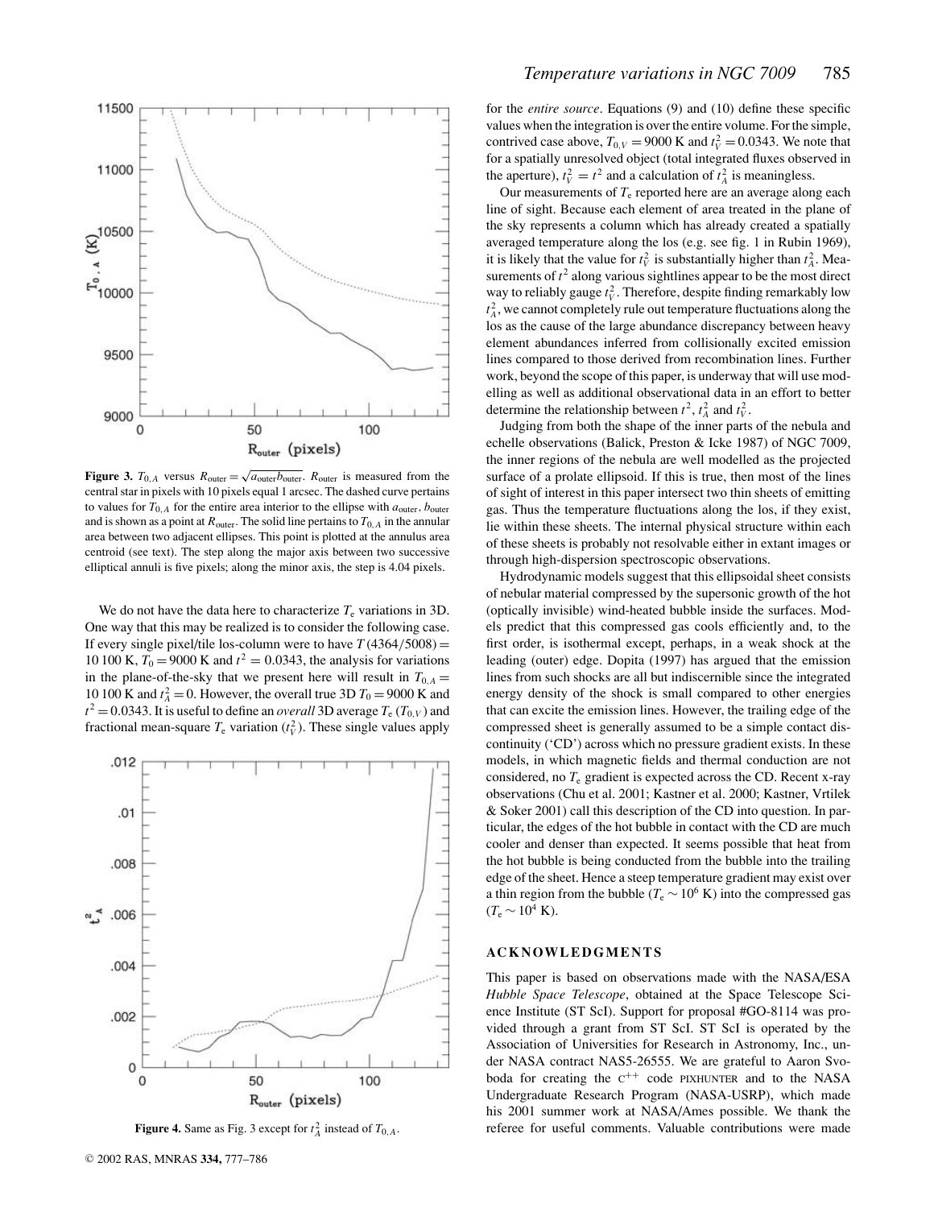**Figure 3.** $T_{0,A}$ versus $R_{\rm outer} = \sqrt{a_{\rm outer} b_{\rm outer}}$. $R_{\rm outer}$ is measured from the central star in pixels with 10 pixels equal 1 arcsec. The dashed curve pertains to values for $T_{0,A}$ for the entire area interior to the ellipse with $a_{\rm outer}$, $b_{\rm outer}$ and is shown as a point at $R_{\rm outer}$. The solid line pertains to $T_{0,A}$ in the annular area between two adjacent ellipses. This point is plotted at the annulus area centroid (see text). The step along the major axis between two successive elliptical annuli is five pixels; along the minor axis, the step is 4.04 pixels.

We do not have the data here to characterize $T_e$ variations in 3D. One way that this may be realized is to consider the following case. If every single pixel/tile los-column were to have $T(4364/5008) = 10\,100$ K, $T_0 = 9000$ K and $t^2 = 0.0343$, the analysis for variations in the plane-of-the-sky that we present here will result in $T_{0,A} = 10\,100$ K and $t_A^2 = 0$. However, the overall true 3D $T_0 = 9000$ K and $t^2 = 0.0343$. It is useful to define an *overall* 3D average $T_e$ ($T_{0,V}$) and fractional mean-square $T_e$ variation ($t_V^2$). These single values apply

**Figure 4.** Same as Fig. 3 except for $t_A^2$ instead of $T_{0,A}$.

for the *entire source*. Equations (9) and (10) define these specific values when the integration is over the entire volume. For the simple, contrived case above, $T_{0,V} = 9000$ K and $t_V^2 = 0.0343$. We note that for a spatially unresolved object (total integrated fluxes observed in the aperture), $t_V^2 = t^2$ and a calculation of $t_A^2$ is meaningless.

Our measurements of $T_e$ reported here are an average along each line of sight. Because each element of area treated in the plane of the sky represents a column which has already created a spatially averaged temperature along the los (e.g. see fig. 1 in Rubin 1969), it is likely that the value for $t_V^2$ is substantially higher than $t_A^2$. Measurements of $t^2$ along various sightlines appear to be the most direct way to reliably gauge $t_V^2$. Therefore, despite finding remarkably low $t_A^2$, we cannot completely rule out temperature fluctuations along the los as the cause of the large abundance discrepancy between heavy element abundances inferred from collisionally excited emission lines compared to those derived from recombination lines. Further work, beyond the scope of this paper, is underway that will use modelling as well as additional observational data in an effort to better determine the relationship between $t^2$, $t_A^2$ and $t_V^2$.

Judging from both the shape of the inner parts of the nebula and echelle observations (Balick, Preston & Icke 1987) of NGC 7009, the inner regions of the nebula are well modelled as the projected surface of a prolate ellipsoid. If this is true, then most of the lines of sight of interest in this paper intersect two thin sheets of emitting gas. Thus the temperature fluctuations along the los, if they exist, lie within these sheets. The internal physical structure within each of these sheets is probably not resolvable either in extant images or through high-dispersion spectroscopic observations.

Hydrodynamic models suggest that this ellipsoidal sheet consists of nebular material compressed by the supersonic growth of the hot (optically invisible) wind-heated bubble inside the surfaces. Models predict that this compressed gas cools efficiently and, to the first order, is isothermal except, perhaps, in a weak shock at the leading (outer) edge. Dopita (1997) has argued that the emission lines from such shocks are all but indiscernible since the integrated energy density of the shock is small compared to other energies that can excite the emission lines. However, the trailing edge of the compressed sheet is generally assumed to be a simple contact discontinuity ('CD') across which no pressure gradient exists. In these models, in which magnetic fields and thermal conduction are not considered, no $T_e$ gradient is expected across the CD. Recent x-ray observations (Chu et al. 2001; Kastner et al. 2000; Kastner, Vrtilek & Soker 2001) call this description of the CD into question. In particular, the edges of the hot bubble in contact with the CD are much cooler and denser than expected. It seems possible that heat from the hot bubble is being conducted from the bubble into the trailing edge of the sheet. Hence a steep temperature gradient may exist over a thin region from the bubble ($T_e \sim 10^6$ K) into the compressed gas ($T_e \sim 10^4$ K).

## ACKNOWLEDGMENTS

This paper is based on observations made with the NASA/ESA *Hubble Space Telescope*, obtained at the Space Telescope Science Institute (ST ScI). Support for proposal #GO-8114 was provided through a grant from ST ScI. ST ScI is operated by the Association of Universities for Research in Astronomy, Inc., under NASA contract NAS5-26555. We are grateful to Aaron Svoboda for creating the $C^{++}$ code PIXHUNTER and to the NASA Undergraduate Research Program (NASA-USRP), which made his 2001 summer work at NASA/Ames possible. We thank the referee for useful comments. Valuable contributions were made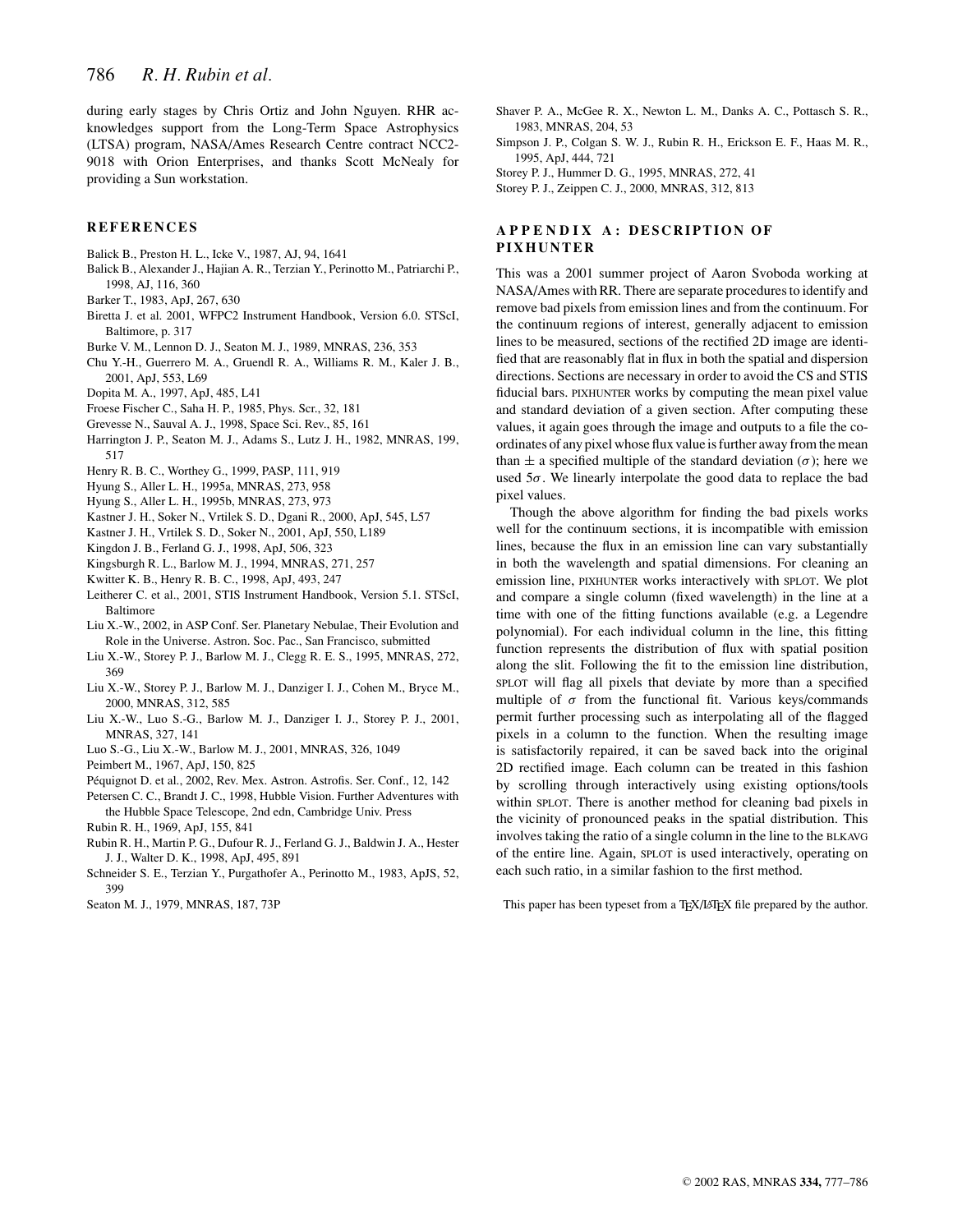during early stages by Chris Ortiz and John Nguyen. RHR acknowledges support from the Long-Term Space Astrophysics (LTSA) program, NASA/Ames Research Centre contract NCC2-9018 with Orion Enterprises, and thanks Scott McNealy for providing a Sun workstation.

## REFERENCES

Balick B., Preston H. L., Icke V., 1987, AJ, 94, 1641

Balick B., Alexander J., Hajian A. R., Terzian Y., Perinotto M., Patriarchi P., 1998, AJ, 116, 360

Barker T., 1983, ApJ, 267, 630

Biretta J. et al. 2001, WFPC2 Instrument Handbook, Version 6.0. STScI, Baltimore, p. 317

Burke V. M., Lennon D. J., Seaton M. J., 1989, MNRAS, 236, 353

Chu Y.-H., Guerrero M. A., Gruendl R. A., Williams R. M., Kaler J. B., 2001, ApJ, 553, L69

Dopita M. A., 1997, ApJ, 485, L41

Froese Fischer C., Saha H. P., 1985, Phys. Scr., 32, 181

Grevesse N., Sauval A. J., 1998, Space Sci. Rev., 85, 161

Harrington J. P., Seaton M. J., Adams S., Lutz J. H., 1982, MNRAS, 199, 517

Henry R. B. C., Worthey G., 1999, PASP, 111, 919

Hyung S., Aller L. H., 1995a, MNRAS, 273, 958

Hyung S., Aller L. H., 1995b, MNRAS, 273, 973

Kastner J. H., Soker N., Vrtilek S. D., Dgani R., 2000, ApJ, 545, L57

Kastner J. H., Vrtilek S. D., Soker N., 2001, ApJ, 550, L189

Kingdon J. B., Ferland G. J., 1998, ApJ, 506, 323

Kingsburgh R. L., Barlow M. J., 1994, MNRAS, 271, 257

Kwitter K. B., Henry R. B. C., 1998, ApJ, 493, 247

Leitherer C. et al., 2001, STIS Instrument Handbook, Version 5.1. STScI, Baltimore

Liu X.-W., 2002, in ASP Conf. Ser. Planetary Nebulae, Their Evolution and Role in the Universe. Astron. Soc. Pac., San Francisco, submitted

Liu X.-W., Storey P. J., Barlow M. J., Clegg R. E. S., 1995, MNRAS, 272, 369

Liu X.-W., Storey P. J., Barlow M. J., Danziger I. J., Cohen M., Bryce M., 2000, MNRAS, 312, 585

Liu X.-W., Luo S.-G., Barlow M. J., Danziger I. J., Storey P. J., 2001, MNRAS, 327, 141

Luo S.-G., Liu X.-W., Barlow M. J., 2001, MNRAS, 326, 1049

Peimbert M., 1967, ApJ, 150, 825

Péquignot D. et al., 2002, Rev. Mex. Astron. Astrofis. Ser. Conf., 12, 142

Petersen C. C., Brandt J. C., 1998, Hubble Vision. Further Adventures with the Hubble Space Telescope, 2nd edn, Cambridge Univ. Press

Rubin R. H., 1969, ApJ, 155, 841

Rubin R. H., Martin P. G., Dufour R. J., Ferland G. J., Baldwin J. A., Hester J. J., Walter D. K., 1998, ApJ, 495, 891

Schneider S. E., Terzian Y., Purgathofer A., Perinotto M., 1983, ApJS, 52, 399

Seaton M. J., 1979, MNRAS, 187, 73P

Shaver P. A., McGee R. X., Newton L. M., Danks A. C., Pottasch S. R., 1983, MNRAS, 204, 53

Simpson J. P., Colgan S. W. J., Rubin R. H., Erickson E. F., Haas M. R., 1995, ApJ, 444, 721

Storey P. J., Hummer D. G., 1995, MNRAS, 272, 41

Storey P. J., Zeippen C. J., 2000, MNRAS, 312, 813

## APPENDIX A: DESCRIPTION OF PIXHUNTER

This was a 2001 summer project of Aaron Svoboda working at NASA/Ames with RR. There are separate procedures to identify and remove bad pixels from emission lines and from the continuum. For the continuum regions of interest, generally adjacent to emission lines to be measured, sections of the rectified 2D image are identified that are reasonably flat in flux in both the spatial and dispersion directions. Sections are necessary in order to avoid the CS and STIS fiducial bars. PIXHUNTER works by computing the mean pixel value and standard deviation of a given section. After computing these values, it again goes through the image and outputs to a file the coordinates of any pixel whose flux value is further away from the mean than $\pm$ a specified multiple of the standard deviation ($\sigma$); here we used $5\sigma$. We linearly interpolate the good data to replace the bad pixel values.

Though the above algorithm for finding the bad pixels works well for the continuum sections, it is incompatible with emission lines, because the flux in an emission line can vary substantially in both the wavelength and spatial dimensions. For cleaning an emission line, PIXHUNTER works interactively with SPLOT. We plot and compare a single column (fixed wavelength) in the line at a time with one of the fitting functions available (e.g. a Legendre polynomial). For each individual column in the line, this fitting function represents the distribution of flux with spatial position along the slit. Following the fit to the emission line distribution, SPLOT will flag all pixels that deviate by more than a specified multiple of $\sigma$ from the functional fit. Various keys/commands permit further processing such as interpolating all of the flagged pixels in a column to the function. When the resulting image is satisfactorily repaired, it can be saved back into the original 2D rectified image. Each column can be treated in this fashion by scrolling through interactively using existing options/tools within SPLOT. There is another method for cleaning bad pixels in the vicinity of pronounced peaks in the spatial distribution. This involves taking the ratio of a single column in the line to the BLKAVG of the entire line. Again, SPLOT is used interactively, operating on each such ratio, in a similar fashion to the first method.

This paper has been typeset from a TEX/LATEX file prepared by the author.